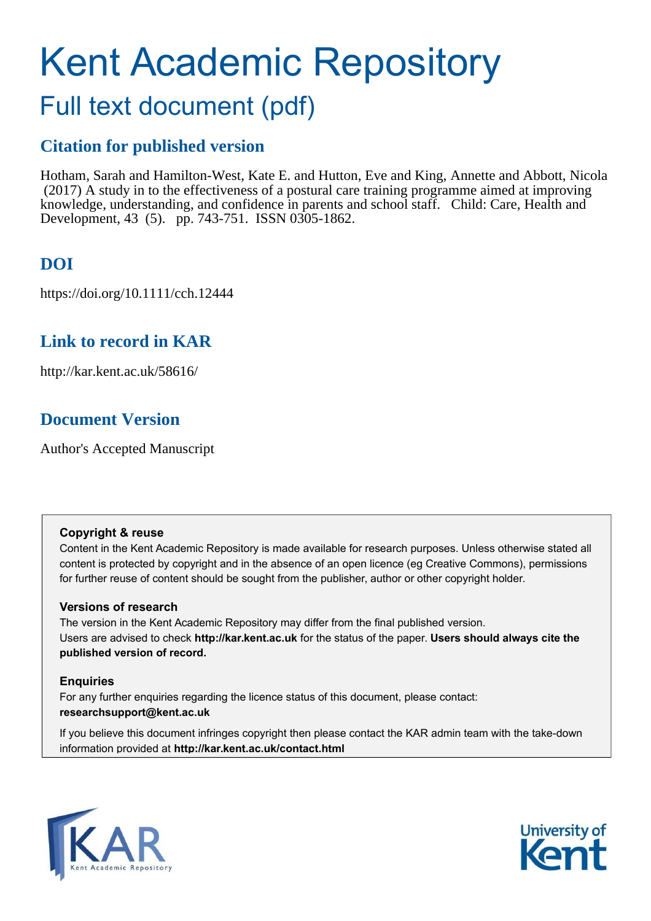# Kent Academic Repository

## Full text document (pdf)

### Citation for published version

Hotham, Sarah and Hamilton-West, Kate E. and Hutton, Eve and King, Annette and Abbott, Nicola (2017) A study in to the effectiveness of a postural care training programme aimed at improving knowledge, understanding, and confidence in parents and school staff. Child: Care, Health and Development, 43 (5). pp. 743-751. ISSN 0305-1862.

### DOI

https://doi.org/10.1111/cch.12444

### Link to record in KAR

http://kar.kent.ac.uk/58616/

### Document Version

Author's Accepted Manuscript

**Copyright & reuse**

Content in the Kent Academic Repository is made available for research purposes. Unless otherwise stated all content is protected by copyright and in the absence of an open licence (eg Creative Commons), permissions for further reuse of content should be sought from the publisher, author or other copyright holder.

**Versions of research**

The version in the Kent Academic Repository may differ from the final published version. Users are advised to check **http://kar.kent.ac.uk** for the status of the paper. **Users should always cite the published version of record.**

**Enquiries**

For any further enquiries regarding the licence status of this document, please contact: **researchsupport@kent.ac.uk**

If you believe this document infringes copyright then please contact the KAR admin team with the take-down information provided at **http://kar.kent.ac.uk/contact.html**

KAR Kent Academic Repository

University of Kent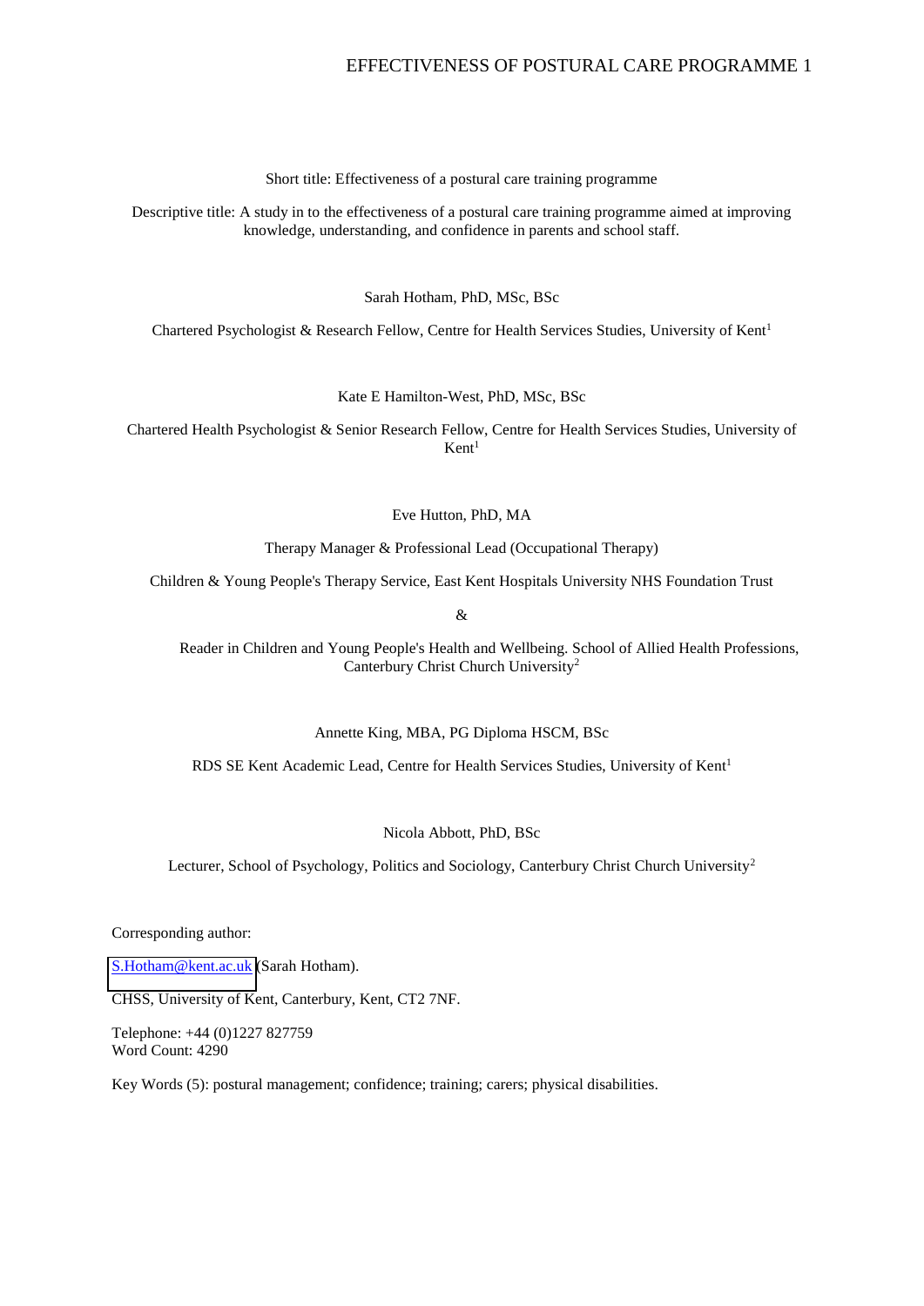Short title: Effectiveness of a postural care training programme

Descriptive title: A study in to the effectiveness of a postural care training programme aimed at improving knowledge, understanding, and confidence in parents and school staff.

Sarah Hotham, PhD, MSc, BSc

Chartered Psychologist & Research Fellow, Centre for Health Services Studies, University of Kent[1]

Kate E Hamilton-West, PhD, MSc, BSc

Chartered Health Psychologist & Senior Research Fellow, Centre for Health Services Studies, University of Kent[1]

Eve Hutton, PhD, MA

Therapy Manager & Professional Lead (Occupational Therapy)

Children & Young People's Therapy Service, East Kent Hospitals University NHS Foundation Trust

&

Reader in Children and Young People's Health and Wellbeing. School of Allied Health Professions, Canterbury Christ Church University[2]

Annette King, MBA, PG Diploma HSCM, BSc

RDS SE Kent Academic Lead, Centre for Health Services Studies, University of Kent[1]

Nicola Abbott, PhD, BSc

Lecturer, School of Psychology, Politics and Sociology, Canterbury Christ Church University[2]

Corresponding author:

S.Hotham@kent.ac.uk (Sarah Hotham).

CHSS, University of Kent, Canterbury, Kent, CT2 7NF.

Telephone: +44 (0)1227 827759
Word Count: 4290

Key Words (5): postural management; confidence; training; carers; physical disabilities.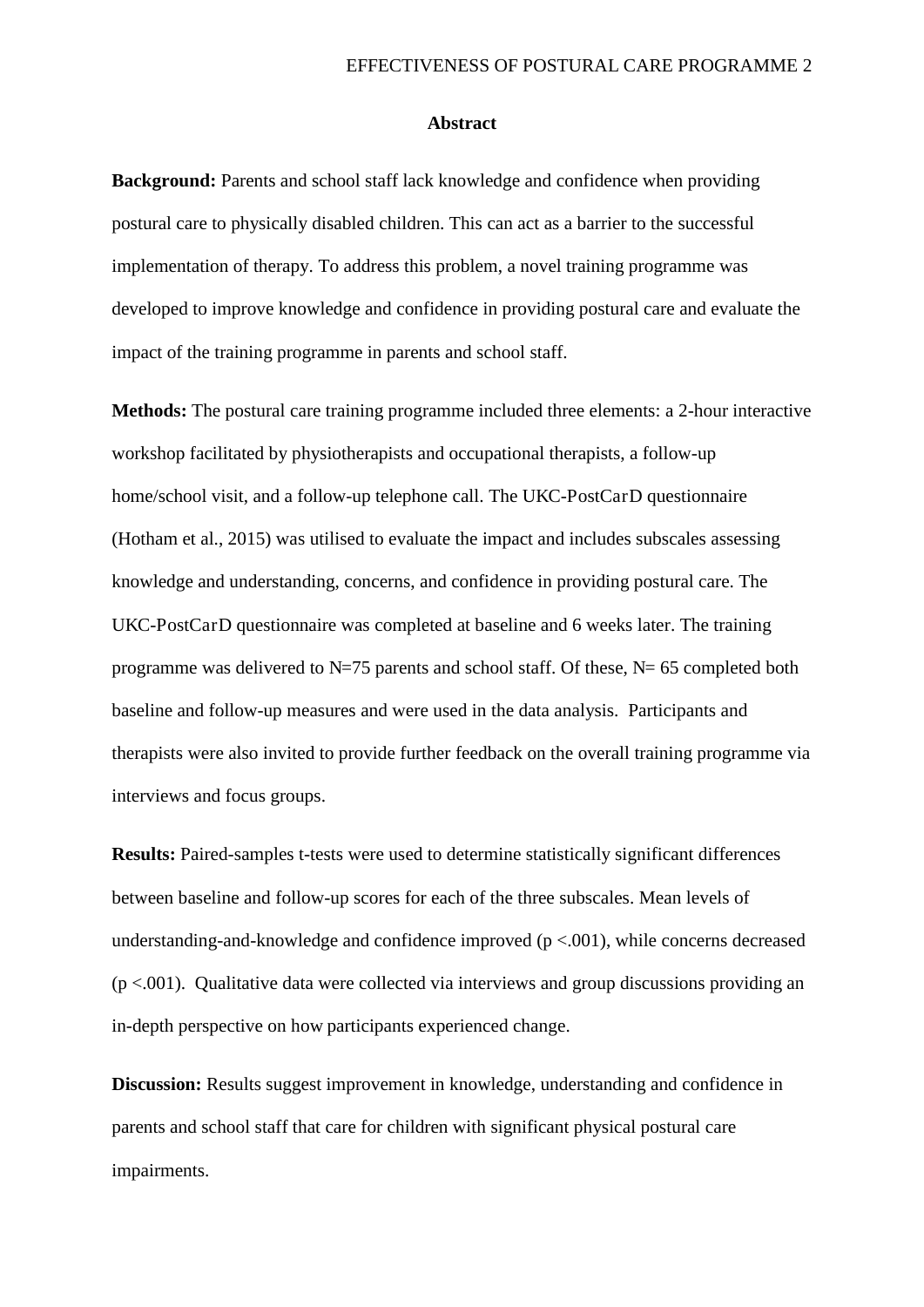## Abstract

**Background:** Parents and school staff lack knowledge and confidence when providing postural care to physically disabled children. This can act as a barrier to the successful implementation of therapy. To address this problem, a novel training programme was developed to improve knowledge and confidence in providing postural care and evaluate the impact of the training programme in parents and school staff.

**Methods:** The postural care training programme included three elements: a 2-hour interactive workshop facilitated by physiotherapists and occupational therapists, a follow-up home/school visit, and a follow-up telephone call. The UKC-PostCarD questionnaire (Hotham et al., 2015) was utilised to evaluate the impact and includes subscales assessing knowledge and understanding, concerns, and confidence in providing postural care. The UKC-PostCarD questionnaire was completed at baseline and 6 weeks later. The training programme was delivered to N=75 parents and school staff. Of these, N= 65 completed both baseline and follow-up measures and were used in the data analysis. Participants and therapists were also invited to provide further feedback on the overall training programme via interviews and focus groups.

**Results:** Paired-samples t-tests were used to determine statistically significant differences between baseline and follow-up scores for each of the three subscales. Mean levels of understanding-and-knowledge and confidence improved ($p < .001$), while concerns decreased ($p < .001$). Qualitative data were collected via interviews and group discussions providing an in-depth perspective on how participants experienced change.

**Discussion:** Results suggest improvement in knowledge, understanding and confidence in parents and school staff that care for children with significant physical postural care impairments.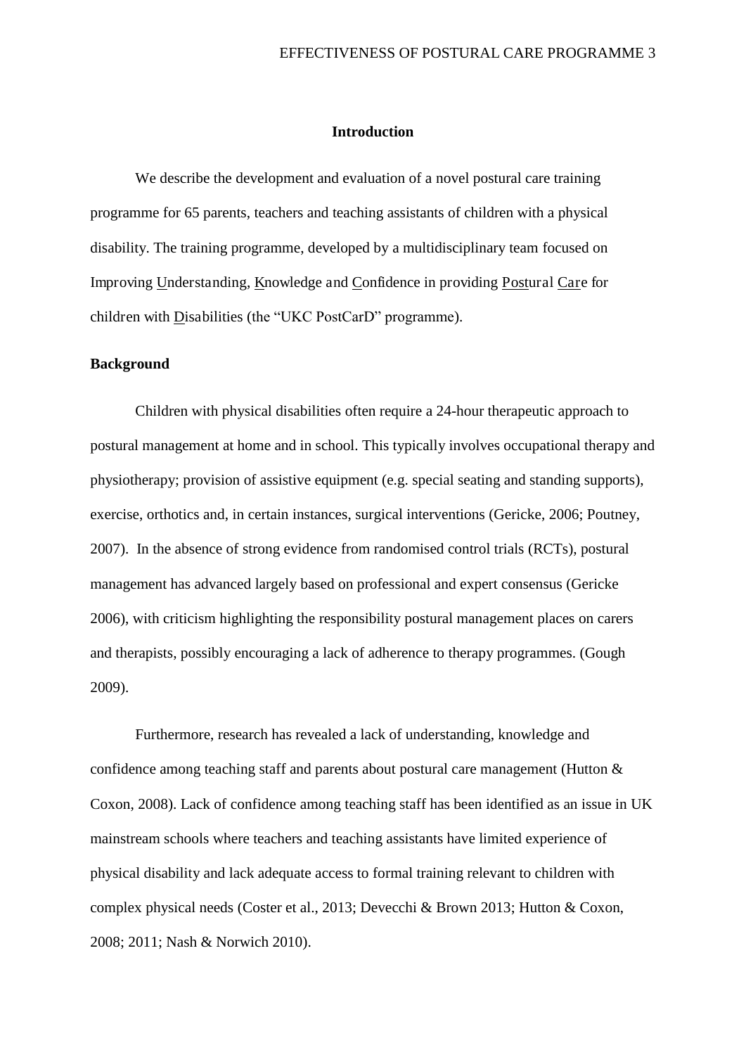## Introduction

We describe the development and evaluation of a novel postural care training programme for 65 parents, teachers and teaching assistants of children with a physical disability. The training programme, developed by a multidisciplinary team focused on Improving Understanding, Knowledge and Confidence in providing Postural Care for children with Disabilities (the "UKC PostCarD" programme).

### Background

Children with physical disabilities often require a 24-hour therapeutic approach to postural management at home and in school. This typically involves occupational therapy and physiotherapy; provision of assistive equipment (e.g. special seating and standing supports), exercise, orthotics and, in certain instances, surgical interventions (Gericke, 2006; Poutney, 2007). In the absence of strong evidence from randomised control trials (RCTs), postural management has advanced largely based on professional and expert consensus (Gericke 2006), with criticism highlighting the responsibility postural management places on carers and therapists, possibly encouraging a lack of adherence to therapy programmes. (Gough 2009).

Furthermore, research has revealed a lack of understanding, knowledge and confidence among teaching staff and parents about postural care management (Hutton & Coxon, 2008). Lack of confidence among teaching staff has been identified as an issue in UK mainstream schools where teachers and teaching assistants have limited experience of physical disability and lack adequate access to formal training relevant to children with complex physical needs (Coster et al., 2013; Devecchi & Brown 2013; Hutton & Coxon, 2008; 2011; Nash & Norwich 2010).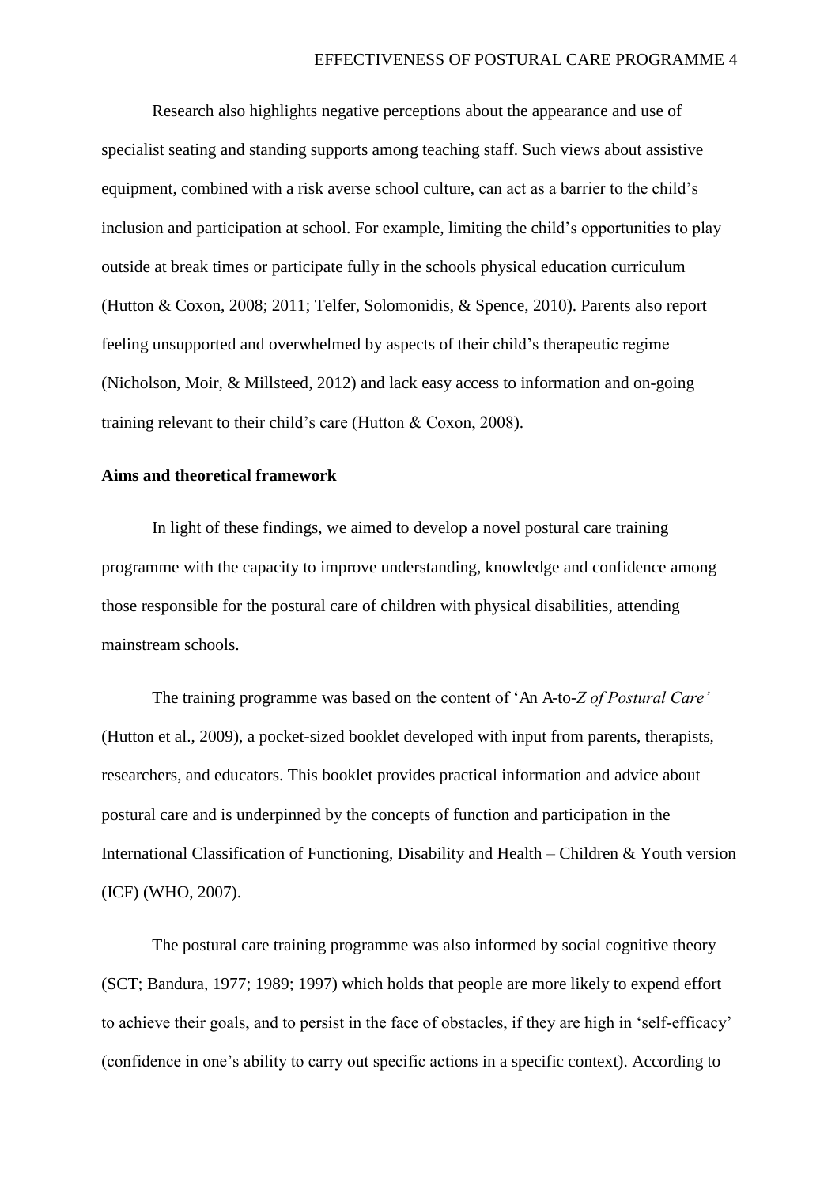Research also highlights negative perceptions about the appearance and use of specialist seating and standing supports among teaching staff. Such views about assistive equipment, combined with a risk averse school culture, can act as a barrier to the child's inclusion and participation at school. For example, limiting the child's opportunities to play outside at break times or participate fully in the schools physical education curriculum (Hutton & Coxon, 2008; 2011; Telfer, Solomonidis, & Spence, 2010). Parents also report feeling unsupported and overwhelmed by aspects of their child's therapeutic regime (Nicholson, Moir, & Millsteed, 2012) and lack easy access to information and on-going training relevant to their child's care (Hutton & Coxon, 2008).

**Aims and theoretical framework**

In light of these findings, we aimed to develop a novel postural care training programme with the capacity to improve understanding, knowledge and confidence among those responsible for the postural care of children with physical disabilities, attending mainstream schools.

The training programme was based on the content of 'An A-to-*Z of Postural Care'* (Hutton et al., 2009), a pocket-sized booklet developed with input from parents, therapists, researchers, and educators. This booklet provides practical information and advice about postural care and is underpinned by the concepts of function and participation in the International Classification of Functioning, Disability and Health – Children & Youth version (ICF) (WHO, 2007).

The postural care training programme was also informed by social cognitive theory (SCT; Bandura, 1977; 1989; 1997) which holds that people are more likely to expend effort to achieve their goals, and to persist in the face of obstacles, if they are high in 'self-efficacy' (confidence in one's ability to carry out specific actions in a specific context). According to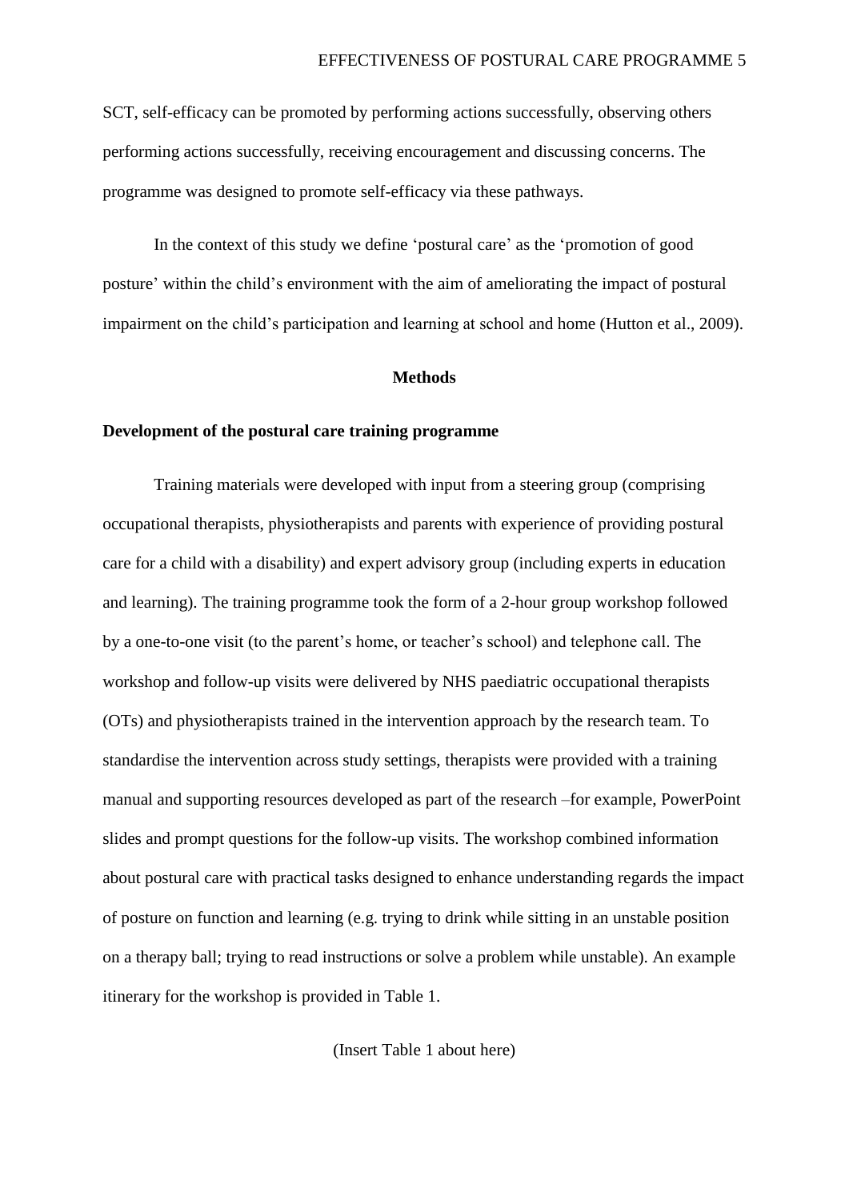SCT, self-efficacy can be promoted by performing actions successfully, observing others performing actions successfully, receiving encouragement and discussing concerns. The programme was designed to promote self-efficacy via these pathways.

In the context of this study we define 'postural care' as the 'promotion of good posture' within the child's environment with the aim of ameliorating the impact of postural impairment on the child's participation and learning at school and home (Hutton et al., 2009).

## Methods

### Development of the postural care training programme

Training materials were developed with input from a steering group (comprising occupational therapists, physiotherapists and parents with experience of providing postural care for a child with a disability) and expert advisory group (including experts in education and learning). The training programme took the form of a 2-hour group workshop followed by a one-to-one visit (to the parent's home, or teacher's school) and telephone call. The workshop and follow-up visits were delivered by NHS paediatric occupational therapists (OTs) and physiotherapists trained in the intervention approach by the research team. To standardise the intervention across study settings, therapists were provided with a training manual and supporting resources developed as part of the research –for example, PowerPoint slides and prompt questions for the follow-up visits. The workshop combined information about postural care with practical tasks designed to enhance understanding regards the impact of posture on function and learning (e.g. trying to drink while sitting in an unstable position on a therapy ball; trying to read instructions or solve a problem while unstable). An example itinerary for the workshop is provided in Table 1.

(Insert Table 1 about here)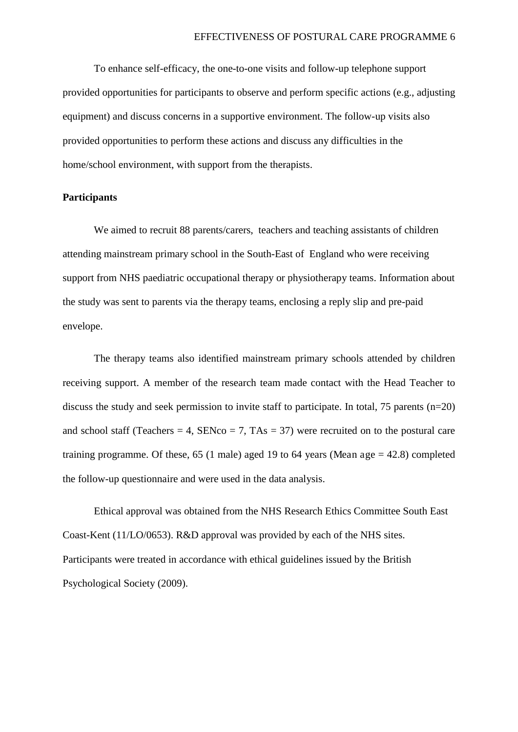To enhance self-efficacy, the one-to-one visits and follow-up telephone support provided opportunities for participants to observe and perform specific actions (e.g., adjusting equipment) and discuss concerns in a supportive environment. The follow-up visits also provided opportunities to perform these actions and discuss any difficulties in the home/school environment, with support from the therapists.

**Participants**

We aimed to recruit 88 parents/carers, teachers and teaching assistants of children attending mainstream primary school in the South-East of England who were receiving support from NHS paediatric occupational therapy or physiotherapy teams. Information about the study was sent to parents via the therapy teams, enclosing a reply slip and pre-paid envelope.

The therapy teams also identified mainstream primary schools attended by children receiving support. A member of the research team made contact with the Head Teacher to discuss the study and seek permission to invite staff to participate. In total, 75 parents (n=20) and school staff (Teachers = 4, SENco = 7, TAs = 37) were recruited on to the postural care training programme. Of these, 65 (1 male) aged 19 to 64 years (Mean age = 42.8) completed the follow-up questionnaire and were used in the data analysis.

Ethical approval was obtained from the NHS Research Ethics Committee South East Coast-Kent (11/LO/0653). R&D approval was provided by each of the NHS sites. Participants were treated in accordance with ethical guidelines issued by the British Psychological Society (2009).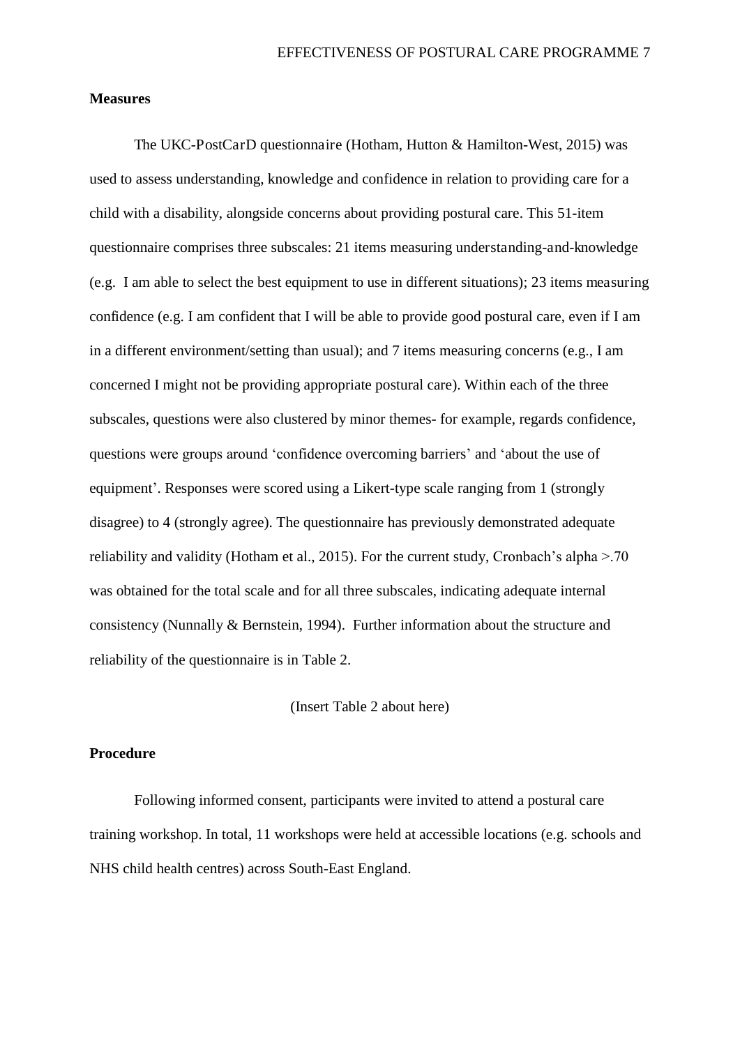**Measures**

The UKC-PostCarD questionnaire (Hotham, Hutton & Hamilton-West, 2015) was used to assess understanding, knowledge and confidence in relation to providing care for a child with a disability, alongside concerns about providing postural care. This 51-item questionnaire comprises three subscales: 21 items measuring understanding-and-knowledge (e.g. I am able to select the best equipment to use in different situations); 23 items measuring confidence (e.g. I am confident that I will be able to provide good postural care, even if I am in a different environment/setting than usual); and 7 items measuring concerns (e.g., I am concerned I might not be providing appropriate postural care). Within each of the three subscales, questions were also clustered by minor themes- for example, regards confidence, questions were groups around 'confidence overcoming barriers' and 'about the use of equipment'. Responses were scored using a Likert-type scale ranging from 1 (strongly disagree) to 4 (strongly agree). The questionnaire has previously demonstrated adequate reliability and validity (Hotham et al., 2015). For the current study, Cronbach's alpha >.70 was obtained for the total scale and for all three subscales, indicating adequate internal consistency (Nunnally & Bernstein, 1994). Further information about the structure and reliability of the questionnaire is in Table 2.

(Insert Table 2 about here)

**Procedure**

Following informed consent, participants were invited to attend a postural care training workshop. In total, 11 workshops were held at accessible locations (e.g. schools and NHS child health centres) across South-East England.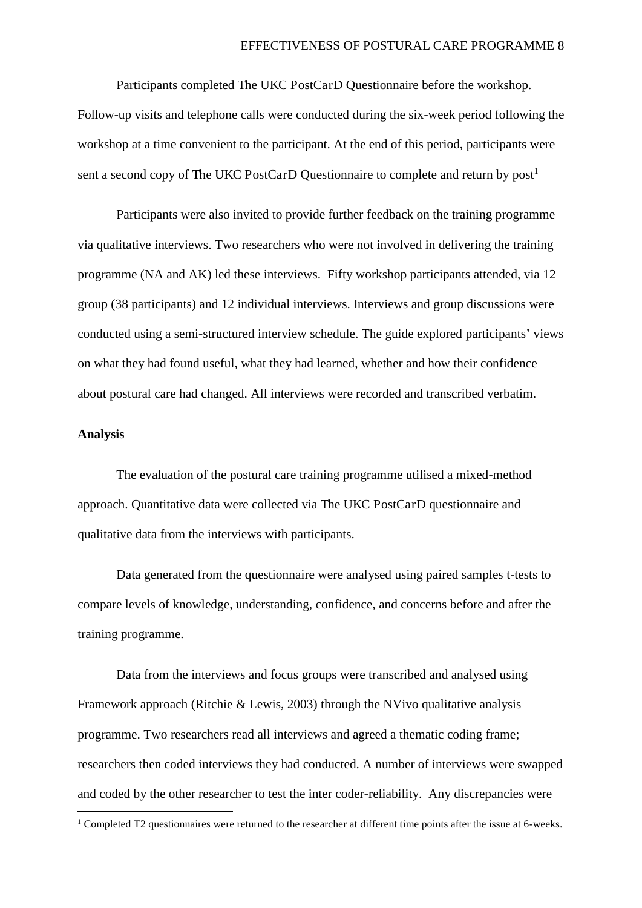Participants completed The UKC PostCarD Questionnaire before the workshop. Follow-up visits and telephone calls were conducted during the six-week period following the workshop at a time convenient to the participant. At the end of this period, participants were sent a second copy of The UKC PostCarD Questionnaire to complete and return by post[1]

Participants were also invited to provide further feedback on the training programme via qualitative interviews. Two researchers who were not involved in delivering the training programme (NA and AK) led these interviews. Fifty workshop participants attended, via 12 group (38 participants) and 12 individual interviews. Interviews and group discussions were conducted using a semi-structured interview schedule. The guide explored participants' views on what they had found useful, what they had learned, whether and how their confidence about postural care had changed. All interviews were recorded and transcribed verbatim.

**Analysis**

The evaluation of the postural care training programme utilised a mixed-method approach. Quantitative data were collected via The UKC PostCarD questionnaire and qualitative data from the interviews with participants.

Data generated from the questionnaire were analysed using paired samples t-tests to compare levels of knowledge, understanding, confidence, and concerns before and after the training programme.

Data from the interviews and focus groups were transcribed and analysed using Framework approach (Ritchie & Lewis, 2003) through the NVivo qualitative analysis programme. Two researchers read all interviews and agreed a thematic coding frame; researchers then coded interviews they had conducted. A number of interviews were swapped and coded by the other researcher to test the inter coder-reliability. Any discrepancies were

[1] Completed T2 questionnaires were returned to the researcher at different time points after the issue at 6-weeks.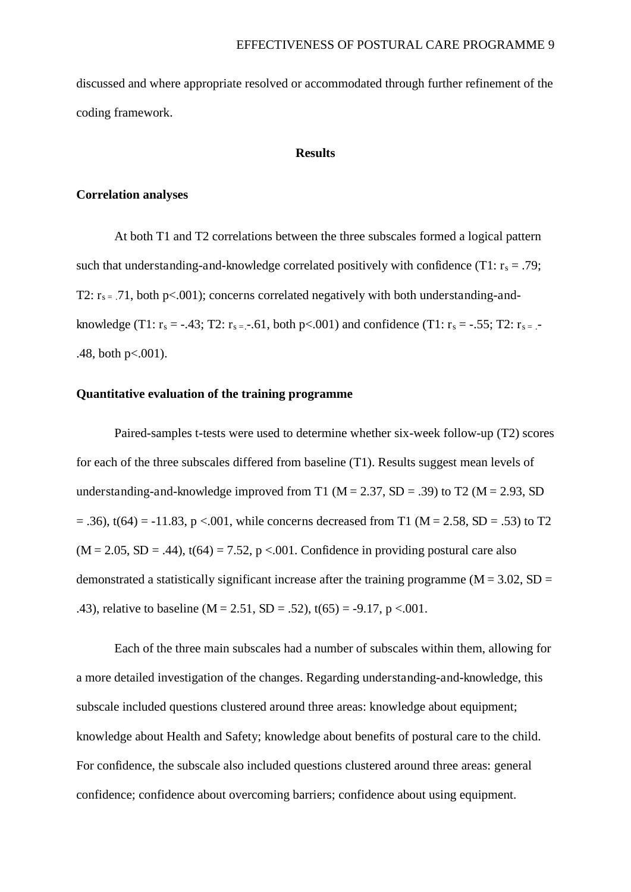discussed and where appropriate resolved or accommodated through further refinement of the coding framework.

## Results

### Correlation analyses

At both T1 and T2 correlations between the three subscales formed a logical pattern such that understanding-and-knowledge correlated positively with confidence (T1: $r_s = .79$; T2: $r_s = .71$, both $p<.001$); concerns correlated negatively with both understanding-and-knowledge (T1: $r_s = -.43$; T2: $r_s = -.61$, both $p<.001$) and confidence (T1: $r_s = -.55$; T2: $r_s = -.48$, both $p<.001$).

### Quantitative evaluation of the training programme

Paired-samples t-tests were used to determine whether six-week follow-up (T2) scores for each of the three subscales differed from baseline (T1). Results suggest mean levels of understanding-and-knowledge improved from T1 ($M = 2.37$, $SD = .39$) to T2 ($M = 2.93$, $SD = .36$), $t(64) = -11.83$, $p <.001$, while concerns decreased from T1 ($M = 2.58$, $SD = .53$) to T2 ($M = 2.05$, $SD = .44$), $t(64) = 7.52$, $p <.001$. Confidence in providing postural care also demonstrated a statistically significant increase after the training programme ($M = 3.02$, $SD = .43$), relative to baseline ($M = 2.51$, $SD = .52$), $t(65) = -9.17$, $p <.001$.

Each of the three main subscales had a number of subscales within them, allowing for a more detailed investigation of the changes. Regarding understanding-and-knowledge, this subscale included questions clustered around three areas: knowledge about equipment; knowledge about Health and Safety; knowledge about benefits of postural care to the child. For confidence, the subscale also included questions clustered around three areas: general confidence; confidence about overcoming barriers; confidence about using equipment.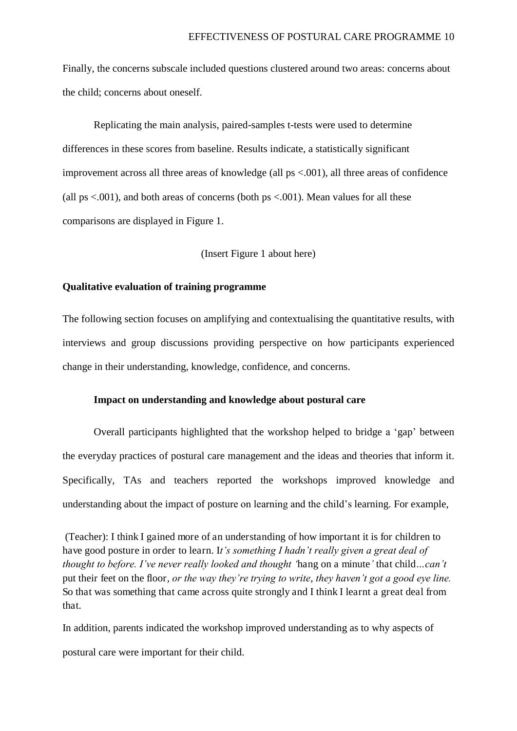Finally, the concerns subscale included questions clustered around two areas: concerns about the child; concerns about oneself.

Replicating the main analysis, paired-samples t-tests were used to determine differences in these scores from baseline. Results indicate, a statistically significant improvement across all three areas of knowledge (all ps $<.001$), all three areas of confidence (all ps $<.001$), and both areas of concerns (both ps $<.001$). Mean values for all these comparisons are displayed in Figure 1.

(Insert Figure 1 about here)

**Qualitative evaluation of training programme**

The following section focuses on amplifying and contextualising the quantitative results, with interviews and group discussions providing perspective on how participants experienced change in their understanding, knowledge, confidence, and concerns.

**Impact on understanding and knowledge about postural care**

Overall participants highlighted that the workshop helped to bridge a 'gap' between the everyday practices of postural care management and the ideas and theories that inform it. Specifically, TAs and teachers reported the workshops improved knowledge and understanding about the impact of posture on learning and the child's learning. For example,

> (Teacher): I think I gained more of an understanding of how important it is for children to have good posture in order to learn. I*t's something I hadn't really given a great deal of thought to before. I've never really looked and thought '*hang on a minute*'* that child*…can't* put their feet on the floor, *or the way they're trying to write, they haven't got a good eye line.* So that was something that came across quite strongly and I think I learnt a great deal from that.

In addition, parents indicated the workshop improved understanding as to why aspects of postural care were important for their child.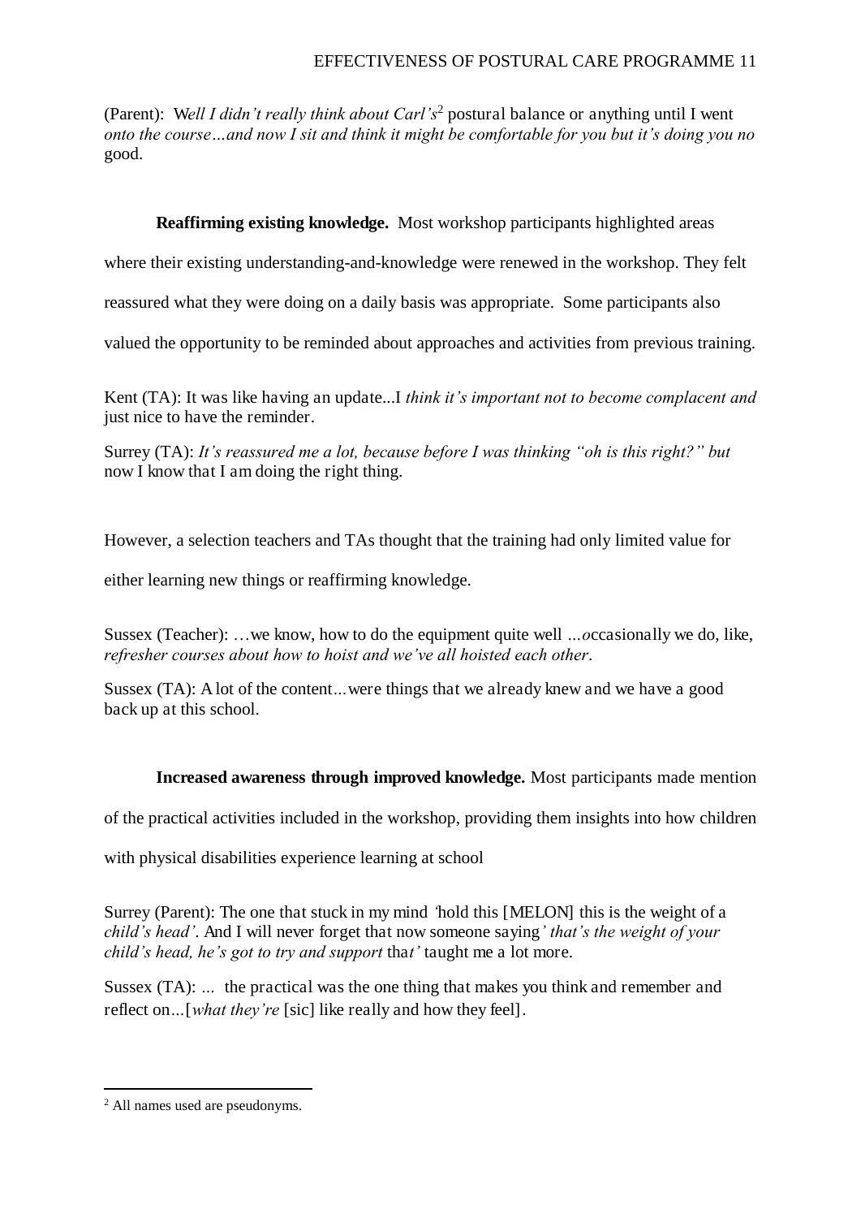(Parent): W*ell I didn't really think about Carl's*[2] postural balance or anything until I went *onto the course…and now I sit and think it might be comfortable for you but it's doing you no* good.

**Reaffirming existing knowledge.** Most workshop participants highlighted areas where their existing understanding-and-knowledge were renewed in the workshop. They felt reassured what they were doing on a daily basis was appropriate. Some participants also valued the opportunity to be reminded about approaches and activities from previous training.

Kent (TA): It was like having an update...I *think it's important not to become complacent and* just nice to have the reminder.

Surrey (TA): *It's reassured me a lot, because before I was thinking "oh is this right?" but* now I know that I am doing the right thing.

However, a selection teachers and TAs thought that the training had only limited value for either learning new things or reaffirming knowledge.

Sussex (Teacher): …we know, how to do the equipment quite well *…o*ccasionally we do, like, *refresher courses about how to hoist and we've all hoisted each other*.

Sussex (TA): A lot of the content…were things that we already knew and we have a good back up at this school.

**Increased awareness through improved knowledge.** Most participants made mention of the practical activities included in the workshop, providing them insights into how children with physical disabilities experience learning at school

Surrey (Parent): The one that stuck in my mind *'*hold this [MELON] this is the weight of a *child's head'*. And I will never forget that now someone saying*' that's the weight of your child's head, he's got to try and support* tha*t'* taught me a lot more.

Sussex (TA): … the practical was the one thing that makes you think and remember and reflect on…[*what they're* [sic] like really and how they feel].

[2] All names used are pseudonyms.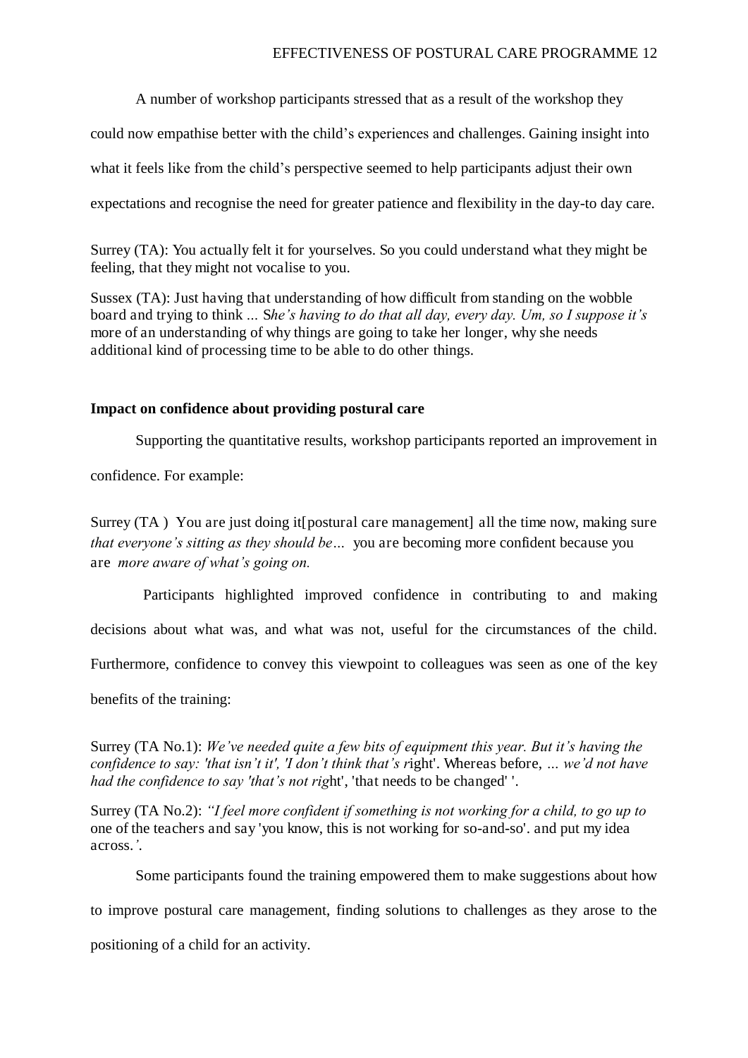A number of workshop participants stressed that as a result of the workshop they could now empathise better with the child's experiences and challenges. Gaining insight into what it feels like from the child's perspective seemed to help participants adjust their own expectations and recognise the need for greater patience and flexibility in the day-to day care.

Surrey (TA): You actually felt it for yourselves. So you could understand what they might be feeling, that they might not vocalise to you.

Sussex (TA): Just having that understanding of how difficult from standing on the wobble board and trying to think ... S*he's having to do that all day, every day. Um, so I suppose it's* more of an understanding of why things are going to take her longer, why she needs additional kind of processing time to be able to do other things.

**Impact on confidence about providing postural care**

Supporting the quantitative results, workshop participants reported an improvement in confidence. For example:

Surrey (TA ) You are just doing it[postural care management] all the time now, making sure *that everyone's sitting as they should be…* you are becoming more confident because you are *more aware of what's going on.*

Participants highlighted improved confidence in contributing to and making decisions about what was, and what was not, useful for the circumstances of the child. Furthermore, confidence to convey this viewpoint to colleagues was seen as one of the key benefits of the training:

Surrey (TA No.1): *We've needed quite a few bits of equipment this year. But it's having the confidence to say: 'that isn't it', 'I don't think that's r*ight'. Whereas before, ... *we'd not have had the confidence to say 'that's not rig*ht', 'that needs to be changed' '.

Surrey (TA No.2): *"I feel more confident if something is not working for a child, to go up to* one of the teachers and say 'you know, this is not working for so-and-so'. and put my idea across.*'.*

Some participants found the training empowered them to make suggestions about how to improve postural care management, finding solutions to challenges as they arose to the positioning of a child for an activity.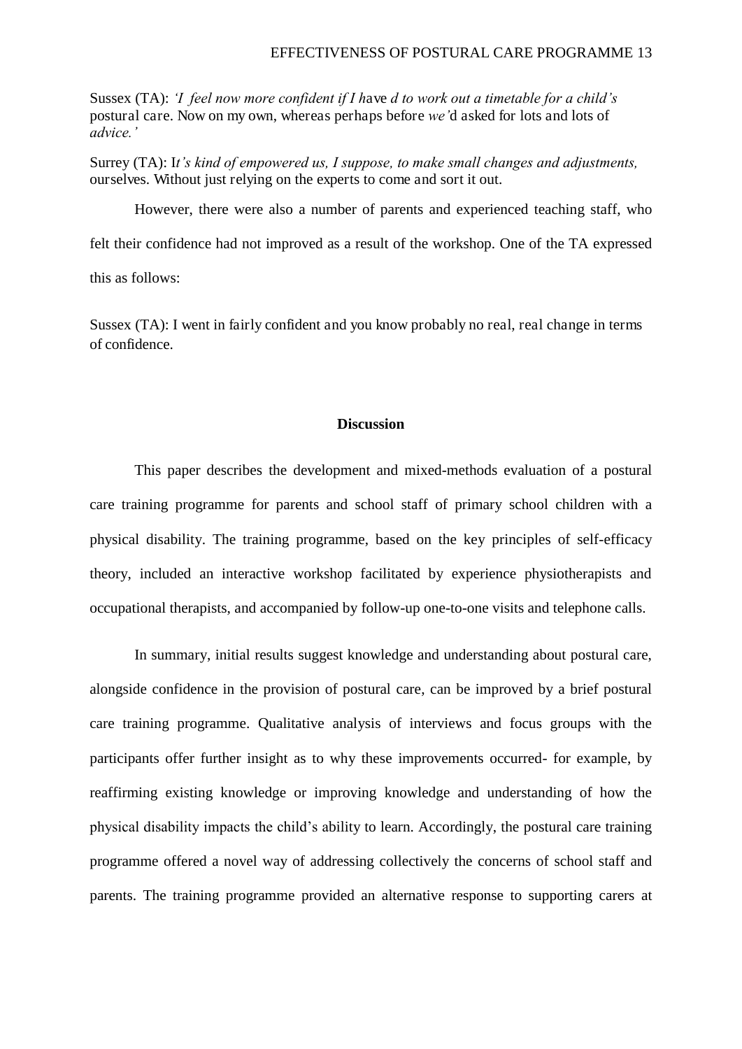Sussex (TA): *'I feel now more confident if I h*ave *d to work out a timetable for a child's* postural care. Now on my own, whereas perhaps before *we'*d asked for lots and lots of *advice.'*

Surrey (TA): I*t's kind of empowered us, I suppose, to make small changes and adjustments,* ourselves. Without just relying on the experts to come and sort it out.

However, there were also a number of parents and experienced teaching staff, who felt their confidence had not improved as a result of the workshop. One of the TA expressed this as follows:

Sussex (TA): I went in fairly confident and you know probably no real, real change in terms of confidence.

## Discussion

This paper describes the development and mixed-methods evaluation of a postural care training programme for parents and school staff of primary school children with a physical disability. The training programme, based on the key principles of self-efficacy theory, included an interactive workshop facilitated by experience physiotherapists and occupational therapists, and accompanied by follow-up one-to-one visits and telephone calls.

In summary, initial results suggest knowledge and understanding about postural care, alongside confidence in the provision of postural care, can be improved by a brief postural care training programme. Qualitative analysis of interviews and focus groups with the participants offer further insight as to why these improvements occurred- for example, by reaffirming existing knowledge or improving knowledge and understanding of how the physical disability impacts the child's ability to learn. Accordingly, the postural care training programme offered a novel way of addressing collectively the concerns of school staff and parents. The training programme provided an alternative response to supporting carers at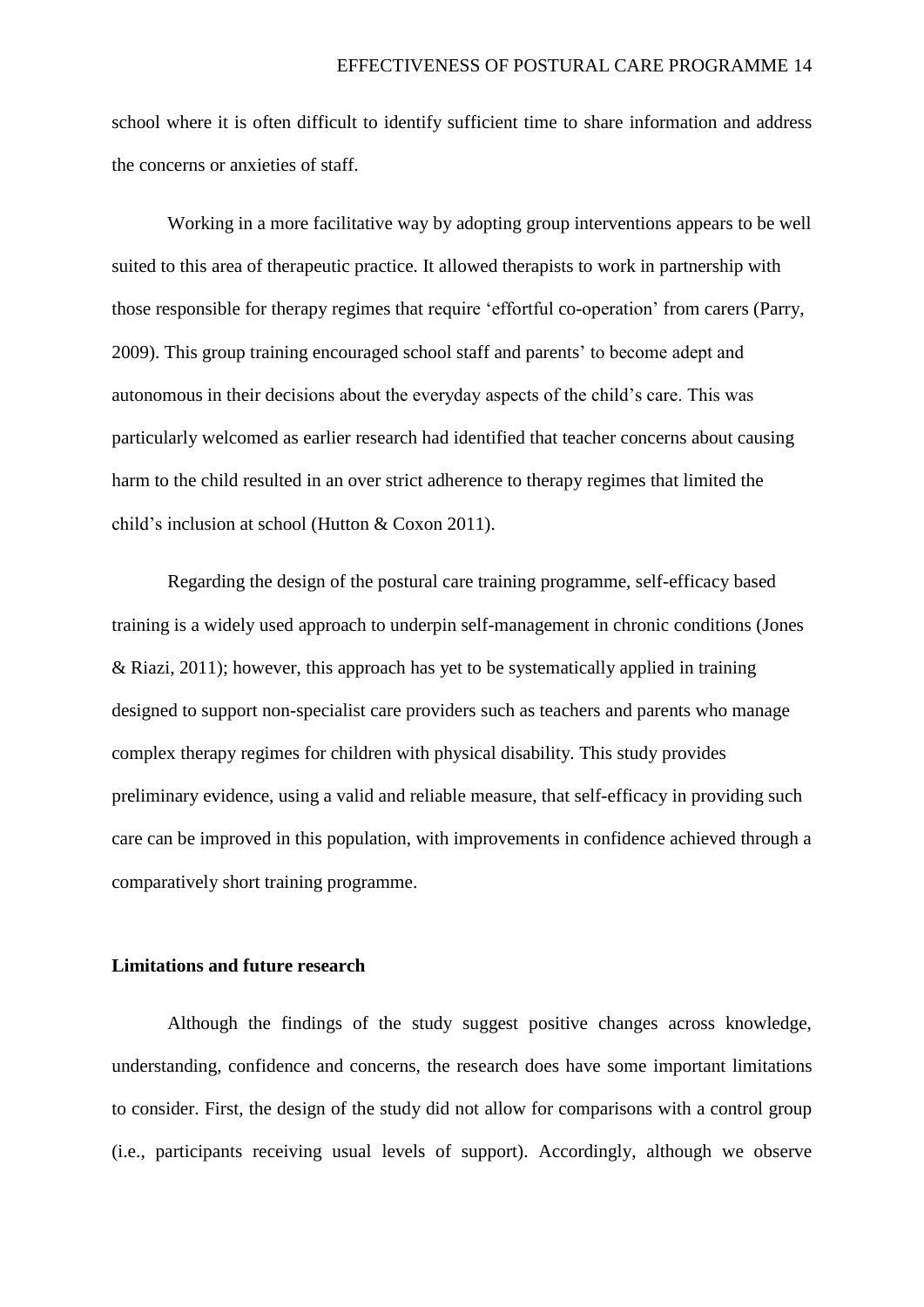school where it is often difficult to identify sufficient time to share information and address the concerns or anxieties of staff.

Working in a more facilitative way by adopting group interventions appears to be well suited to this area of therapeutic practice. It allowed therapists to work in partnership with those responsible for therapy regimes that require 'effortful co-operation' from carers (Parry, 2009). This group training encouraged school staff and parents' to become adept and autonomous in their decisions about the everyday aspects of the child's care. This was particularly welcomed as earlier research had identified that teacher concerns about causing harm to the child resulted in an over strict adherence to therapy regimes that limited the child's inclusion at school (Hutton & Coxon 2011).

Regarding the design of the postural care training programme, self-efficacy based training is a widely used approach to underpin self-management in chronic conditions (Jones & Riazi, 2011); however, this approach has yet to be systematically applied in training designed to support non-specialist care providers such as teachers and parents who manage complex therapy regimes for children with physical disability. This study provides preliminary evidence, using a valid and reliable measure, that self-efficacy in providing such care can be improved in this population, with improvements in confidence achieved through a comparatively short training programme.

**Limitations and future research**

Although the findings of the study suggest positive changes across knowledge, understanding, confidence and concerns, the research does have some important limitations to consider. First, the design of the study did not allow for comparisons with a control group (i.e., participants receiving usual levels of support). Accordingly, although we observe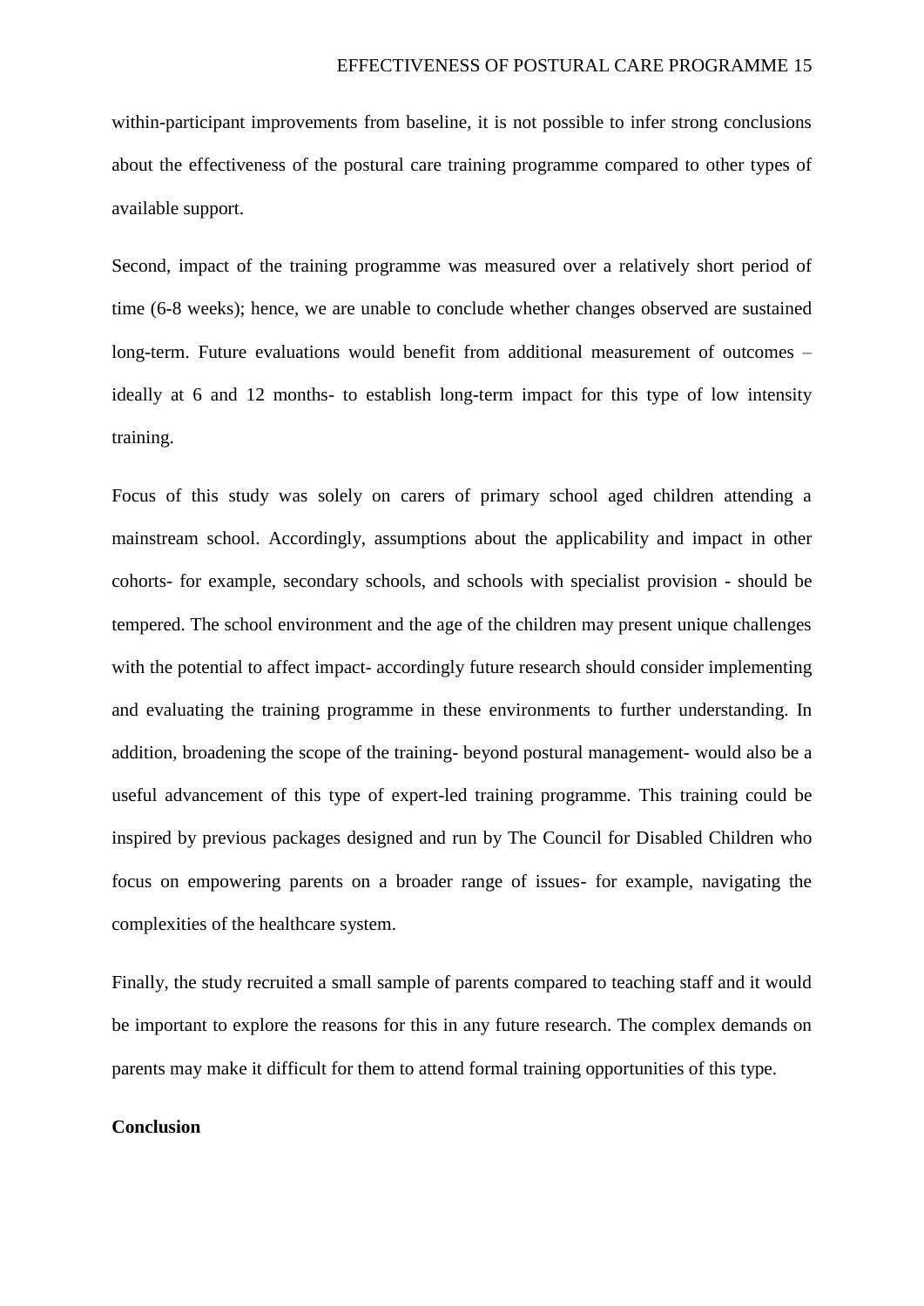within-participant improvements from baseline, it is not possible to infer strong conclusions about the effectiveness of the postural care training programme compared to other types of available support.

Second, impact of the training programme was measured over a relatively short period of time (6-8 weeks); hence, we are unable to conclude whether changes observed are sustained long-term. Future evaluations would benefit from additional measurement of outcomes – ideally at 6 and 12 months- to establish long-term impact for this type of low intensity training.

Focus of this study was solely on carers of primary school aged children attending a mainstream school. Accordingly, assumptions about the applicability and impact in other cohorts- for example, secondary schools, and schools with specialist provision - should be tempered. The school environment and the age of the children may present unique challenges with the potential to affect impact- accordingly future research should consider implementing and evaluating the training programme in these environments to further understanding. In addition, broadening the scope of the training- beyond postural management- would also be a useful advancement of this type of expert-led training programme. This training could be inspired by previous packages designed and run by The Council for Disabled Children who focus on empowering parents on a broader range of issues- for example, navigating the complexities of the healthcare system.

Finally, the study recruited a small sample of parents compared to teaching staff and it would be important to explore the reasons for this in any future research. The complex demands on parents may make it difficult for them to attend formal training opportunities of this type.

**Conclusion**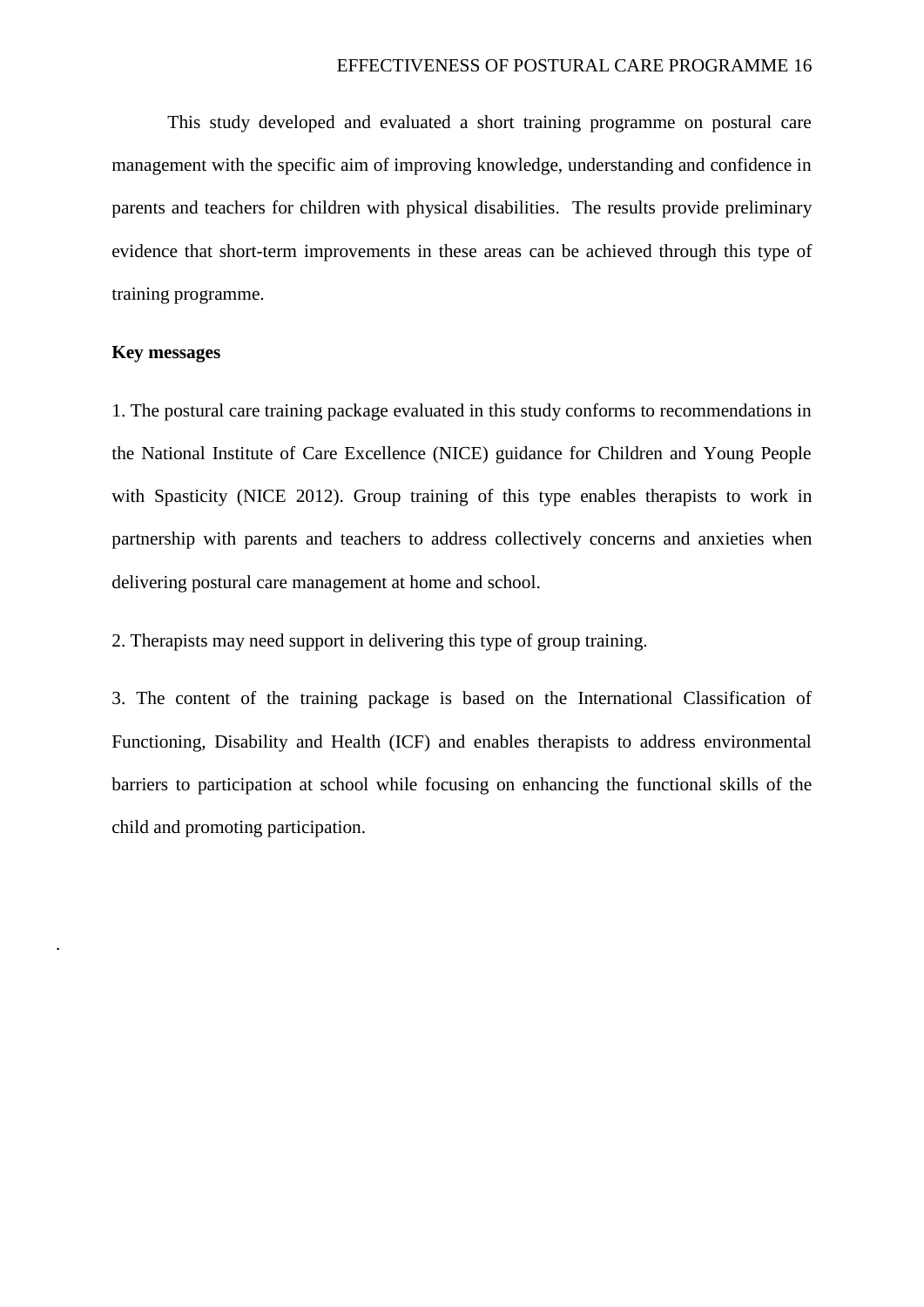This study developed and evaluated a short training programme on postural care management with the specific aim of improving knowledge, understanding and confidence in parents and teachers for children with physical disabilities. The results provide preliminary evidence that short-term improvements in these areas can be achieved through this type of training programme.

**Key messages**

1. The postural care training package evaluated in this study conforms to recommendations in the National Institute of Care Excellence (NICE) guidance for Children and Young People with Spasticity (NICE 2012). Group training of this type enables therapists to work in partnership with parents and teachers to address collectively concerns and anxieties when delivering postural care management at home and school.

2. Therapists may need support in delivering this type of group training.

3. The content of the training package is based on the International Classification of Functioning, Disability and Health (ICF) and enables therapists to address environmental barriers to participation at school while focusing on enhancing the functional skills of the child and promoting participation.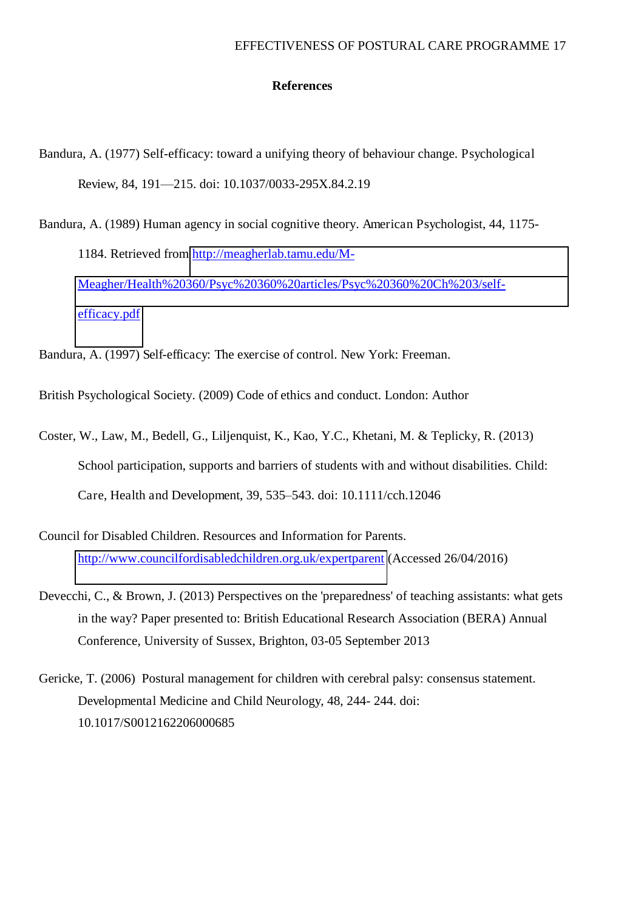## References

Bandura, A. (1977) Self-efficacy: toward a unifying theory of behaviour change. Psychological Review, 84, 191—215. doi: 10.1037/0033-295X.84.2.19

Bandura, A. (1989) Human agency in social cognitive theory. American Psychologist, 44, 1175-1184. Retrieved from http://meagherlab.tamu.edu/M-Meagher/Health%20360/Psyc%20360%20articles/Psyc%20360%20Ch%203/self-efficacy.pdf

Bandura, A. (1997) Self-efficacy: The exercise of control. New York: Freeman.

British Psychological Society. (2009) Code of ethics and conduct. London: Author

Coster, W., Law, M., Bedell, G., Liljenquist, K., Kao, Y.C., Khetani, M. & Teplicky, R. (2013) School participation, supports and barriers of students with and without disabilities. Child: Care, Health and Development, 39, 535–543. doi: 10.1111/cch.12046

Council for Disabled Children. Resources and Information for Parents. http://www.councilfordisabledchildren.org.uk/expertparent (Accessed 26/04/2016)

Devecchi, C., & Brown, J. (2013) Perspectives on the 'preparedness' of teaching assistants: what gets in the way? Paper presented to: British Educational Research Association (BERA) Annual Conference, University of Sussex, Brighton, 03-05 September 2013

Gericke, T. (2006) Postural management for children with cerebral palsy: consensus statement. Developmental Medicine and Child Neurology, 48, 244- 244. doi: 10.1017/S0012162206000685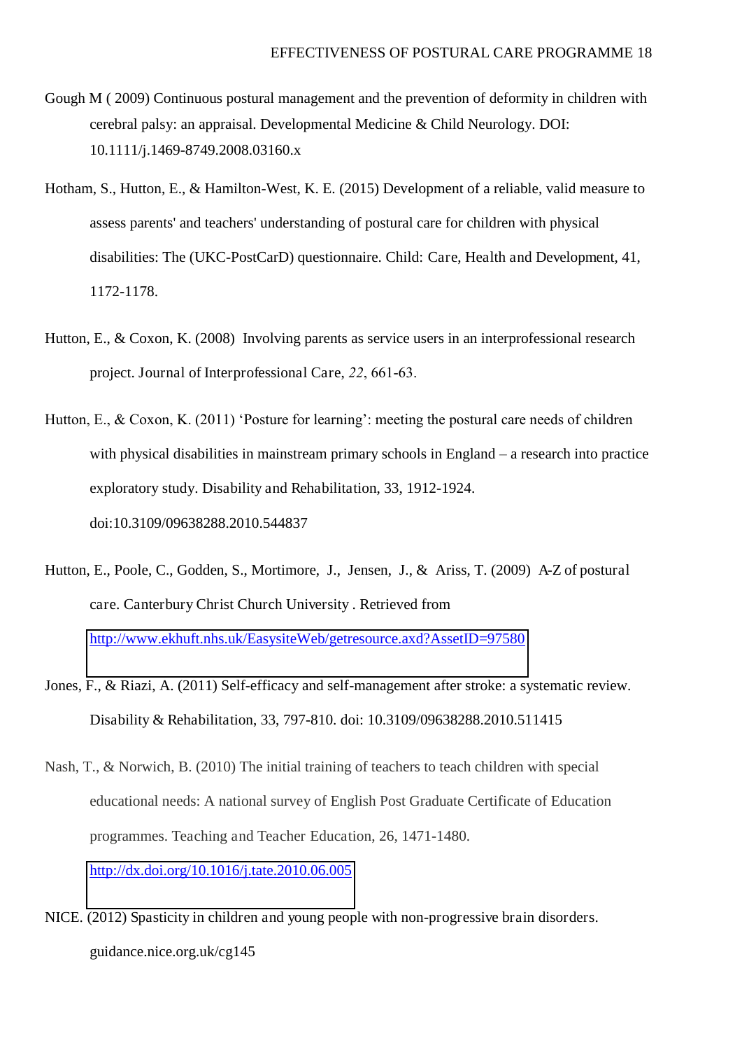Gough M ( 2009) Continuous postural management and the prevention of deformity in children with cerebral palsy: an appraisal. Developmental Medicine & Child Neurology. DOI: 10.1111/j.1469-8749.2008.03160.x

Hotham, S., Hutton, E., & Hamilton-West, K. E. (2015) Development of a reliable, valid measure to assess parents' and teachers' understanding of postural care for children with physical disabilities: The (UKC-PostCarD) questionnaire. Child: Care, Health and Development, 41, 1172-1178.

Hutton, E., & Coxon, K. (2008) Involving parents as service users in an interprofessional research project. Journal of Interprofessional Care, *22*, 661-63.

Hutton, E., & Coxon, K. (2011) 'Posture for learning': meeting the postural care needs of children with physical disabilities in mainstream primary schools in England – a research into practice exploratory study. Disability and Rehabilitation, 33, 1912-1924. doi:10.3109/09638288.2010.544837

Hutton, E., Poole, C., Godden, S., Mortimore, J., Jensen, J., & Ariss, T. (2009) A-Z of postural care. Canterbury Christ Church University . Retrieved from http://www.ekhuft.nhs.uk/EasysiteWeb/getresource.axd?AssetID=97580

Jones, F., & Riazi, A. (2011) Self-efficacy and self-management after stroke: a systematic review. Disability & Rehabilitation, 33, 797-810. doi: 10.3109/09638288.2010.511415

Nash, T., & Norwich, B. (2010) The initial training of teachers to teach children with special educational needs: A national survey of English Post Graduate Certificate of Education programmes. Teaching and Teacher Education, 26, 1471-1480. http://dx.doi.org/10.1016/j.tate.2010.06.005

NICE. (2012) Spasticity in children and young people with non-progressive brain disorders. guidance.nice.org.uk/cg145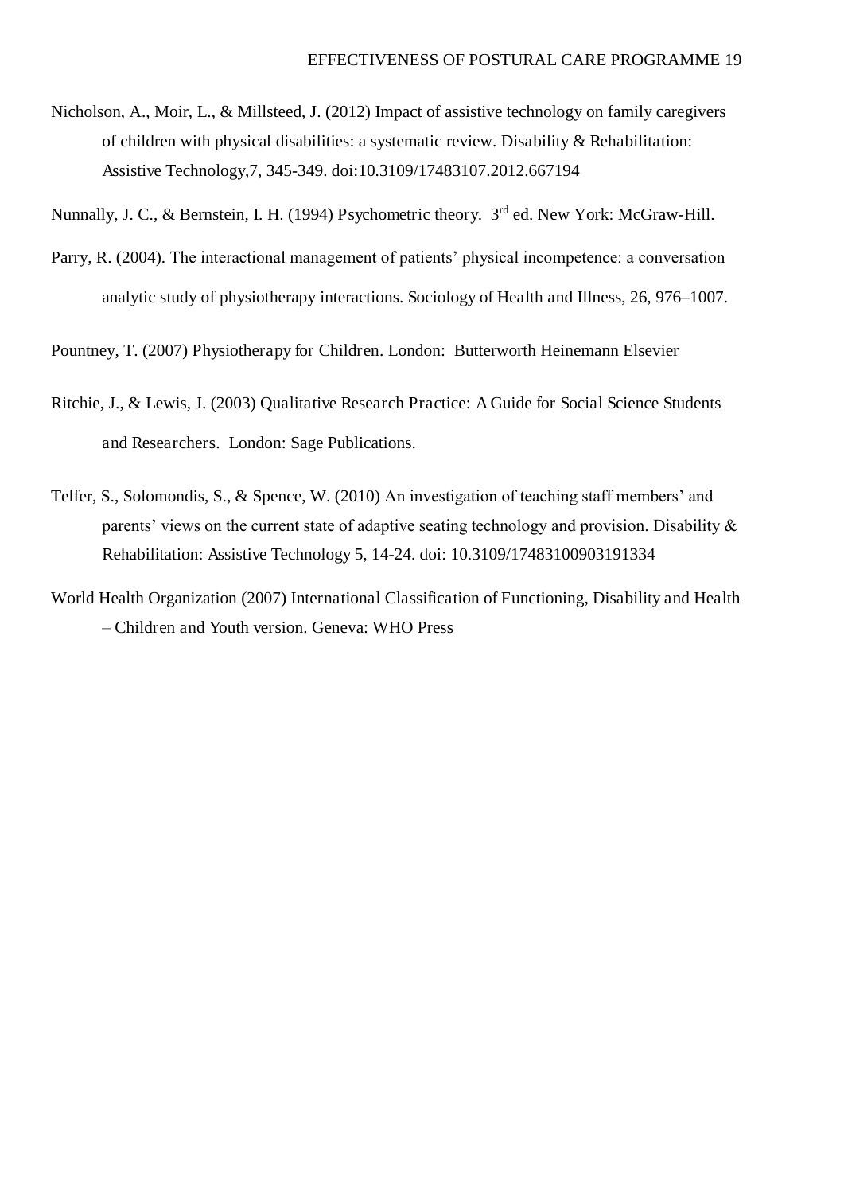Nicholson, A., Moir, L., & Millsteed, J. (2012) Impact of assistive technology on family caregivers of children with physical disabilities: a systematic review. Disability & Rehabilitation: Assistive Technology,7, 345-349. doi:10.3109/17483107.2012.667194

Nunnally, J. C., & Bernstein, I. H. (1994) Psychometric theory. 3rd ed. New York: McGraw-Hill.

Parry, R. (2004). The interactional management of patients' physical incompetence: a conversation analytic study of physiotherapy interactions. Sociology of Health and Illness, 26, 976–1007.

Pountney, T. (2007) Physiotherapy for Children. London: Butterworth Heinemann Elsevier

Ritchie, J., & Lewis, J. (2003) Qualitative Research Practice: A Guide for Social Science Students and Researchers. London: Sage Publications.

Telfer, S., Solomondis, S., & Spence, W. (2010) An investigation of teaching staff members' and parents' views on the current state of adaptive seating technology and provision. Disability & Rehabilitation: Assistive Technology 5, 14-24. doi: 10.3109/17483100903191334

World Health Organization (2007) International Classification of Functioning, Disability and Health – Children and Youth version. Geneva: WHO Press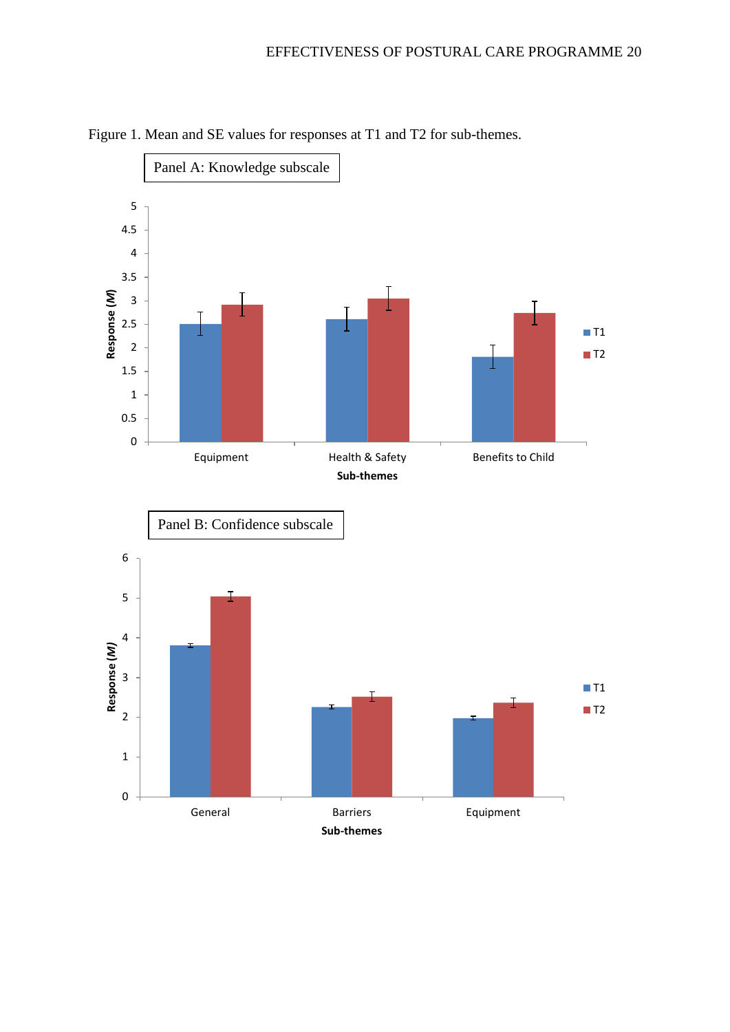Figure 1. Mean and SE values for responses at T1 and T2 for sub-themes.

Panel A: Knowledge subscale

Panel B: Confidence subscale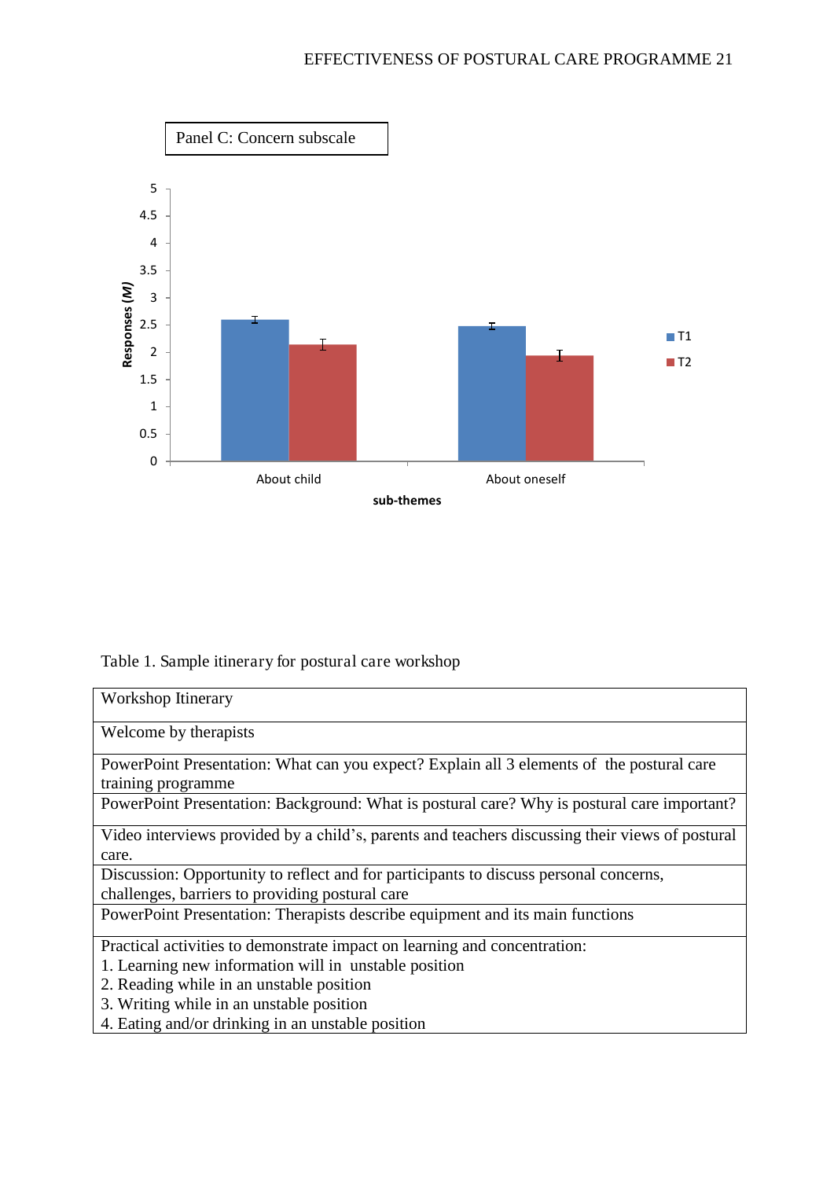Panel C: Concern subscale

Table 1. Sample itinerary for postural care workshop

| Workshop Itinerary |
|---|
| Welcome by therapists |
| PowerPoint Presentation: What can you expect? Explain all 3 elements of the postural care training programme |
| PowerPoint Presentation: Background: What is postural care? Why is postural care important? |
| Video interviews provided by a child's, parents and teachers discussing their views of postural care. |
| Discussion: Opportunity to reflect and for participants to discuss personal concerns, challenges, barriers to providing postural care |
| PowerPoint Presentation: Therapists describe equipment and its main functions |
| Practical activities to demonstrate impact on learning and concentration:<br>1. Learning new information will in unstable position<br>2. Reading while in an unstable position<br>3. Writing while in an unstable position<br>4. Eating and/or drinking in an unstable position |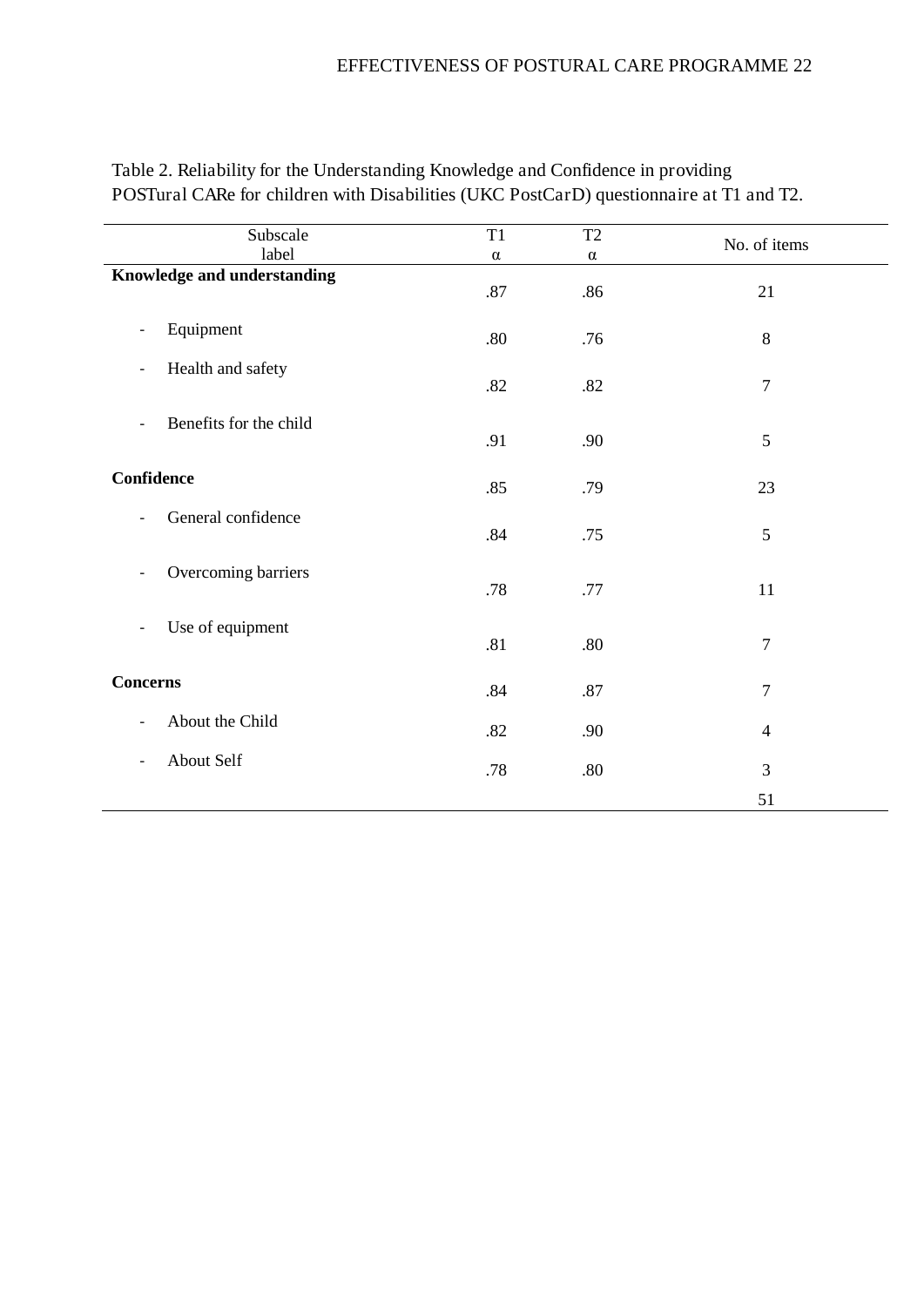Table 2. Reliability for the Understanding Knowledge and Confidence in providing POSTural CARe for children with Disabilities (UKC PostCarD) questionnaire at T1 and T2.

| Subscale label | T1 α | T2 α | No. of items |
|---|---|---|---|
| **Knowledge and understanding** | .87 | .86 | 21 |
| - Equipment | .80 | .76 | 8 |
| - Health and safety | .82 | .82 | 7 |
| - Benefits for the child | .91 | .90 | 5 |
| **Confidence** | .85 | .79 | 23 |
| - General confidence | .84 | .75 | 5 |
| - Overcoming barriers | .78 | .77 | 11 |
| - Use of equipment | .81 | .80 | 7 |
| **Concerns** | .84 | .87 | 7 |
| - About the Child | .82 | .90 | 4 |
| - About Self | .78 | .80 | 3 |
| | | | 51 |